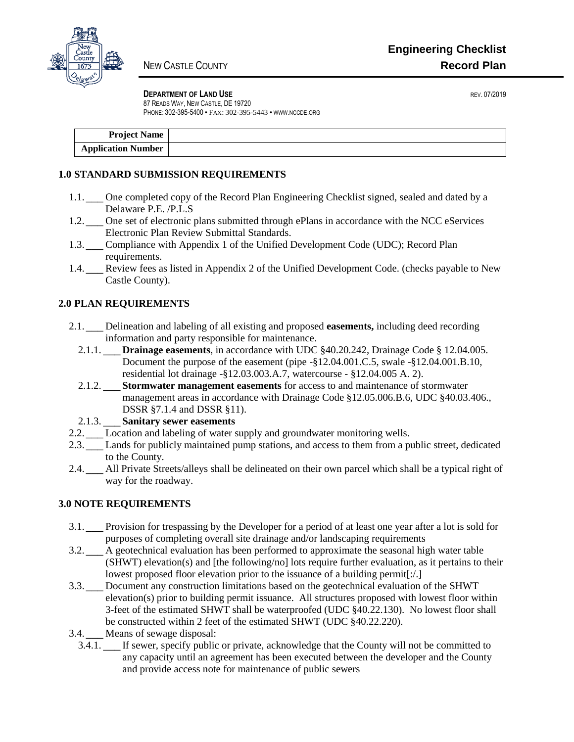NEW CASTLE COUNTY

# Engineering Checklist
# Record Plan

**DEPARTMENT OF LAND USE**

REV. 07/2019

87 READS WAY, NEW CASTLE, DE 19720
PHONE: 302-395-5400 • FAX: 302-395-5443 • WWW.NCCDE.ORG

| **Project Name** | |
|---|---|
| **Application Number** | |

## 1.0 STANDARD SUBMISSION REQUIREMENTS

1.1. ___ One completed copy of the Record Plan Engineering Checklist signed, sealed and dated by a Delaware P.E. /P.L.S

1.2. ___ One set of electronic plans submitted through ePlans in accordance with the NCC eServices Electronic Plan Review Submittal Standards.

1.3. ___ Compliance with Appendix 1 of the Unified Development Code (UDC); Record Plan requirements.

1.4. ___ Review fees as listed in Appendix 2 of the Unified Development Code. (checks payable to New Castle County).

## 2.0 PLAN REQUIREMENTS

2.1. ___ Delineation and labeling of all existing and proposed **easements,** including deed recording information and party responsible for maintenance.

- 2.1.1. ___ **Drainage easements**, in accordance with UDC §40.20.242, Drainage Code § 12.04.005. Document the purpose of the easement (pipe -§12.04.001.C.5, swale -§12.04.001.B.10, residential lot drainage -§12.03.003.A.7, watercourse - §12.04.005 A. 2).
- 2.1.2. ___ **Stormwater management easements** for access to and maintenance of stormwater management areas in accordance with Drainage Code §12.05.006.B.6, UDC §40.03.406., DSSR §7.1.4 and DSSR §11).
- 2.1.3. ___ **Sanitary sewer easements**

2.2. ___ Location and labeling of water supply and groundwater monitoring wells.

2.3. ___ Lands for publicly maintained pump stations, and access to them from a public street, dedicated to the County.

2.4. ___ All Private Streets/alleys shall be delineated on their own parcel which shall be a typical right of way for the roadway.

## 3.0 NOTE REQUIREMENTS

3.1. ___ Provision for trespassing by the Developer for a period of at least one year after a lot is sold for purposes of completing overall site drainage and/or landscaping requirements

3.2. ___ A geotechnical evaluation has been performed to approximate the seasonal high water table (SHWT) elevation(s) and [the following/no] lots require further evaluation, as it pertains to their lowest proposed floor elevation prior to the issuance of a building permit[:/.]

3.3. ___ Document any construction limitations based on the geotechnical evaluation of the SHWT elevation(s) prior to building permit issuance. All structures proposed with lowest floor within 3-feet of the estimated SHWT shall be waterproofed (UDC §40.22.130). No lowest floor shall be constructed within 2 feet of the estimated SHWT (UDC §40.22.220).

3.4. ___ Means of sewage disposal:

- 3.4.1. ___ If sewer, specify public or private, acknowledge that the County will not be committed to any capacity until an agreement has been executed between the developer and the County and provide access note for maintenance of public sewers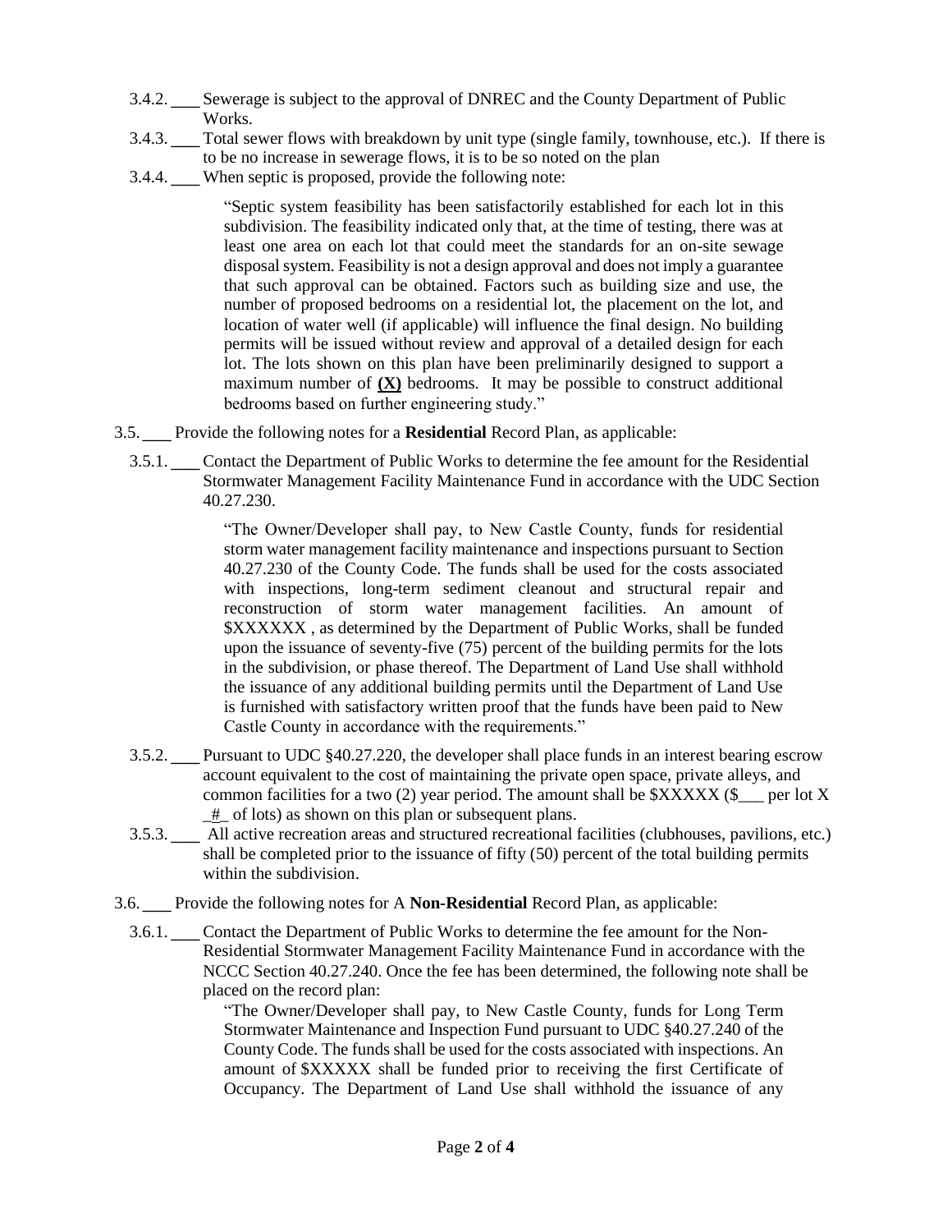3.4.2. ___ Sewerage is subject to the approval of DNREC and the County Department of Public Works.

3.4.3. ___ Total sewer flows with breakdown by unit type (single family, townhouse, etc.). If there is to be no increase in sewerage flows, it is to be so noted on the plan

3.4.4. ___ When septic is proposed, provide the following note:

> "Septic system feasibility has been satisfactorily established for each lot in this subdivision. The feasibility indicated only that, at the time of testing, there was at least one area on each lot that could meet the standards for an on-site sewage disposal system. Feasibility is not a design approval and does not imply a guarantee that such approval can be obtained. Factors such as building size and use, the number of proposed bedrooms on a residential lot, the placement on the lot, and location of water well (if applicable) will influence the final design. No building permits will be issued without review and approval of a detailed design for each lot. The lots shown on this plan have been preliminarily designed to support a maximum number of **(X)** bedrooms. It may be possible to construct additional bedrooms based on further engineering study."

3.5. ___ Provide the following notes for a **Residential** Record Plan, as applicable:

3.5.1. ___ Contact the Department of Public Works to determine the fee amount for the Residential Stormwater Management Facility Maintenance Fund in accordance with the UDC Section 40.27.230.

> "The Owner/Developer shall pay, to New Castle County, funds for residential storm water management facility maintenance and inspections pursuant to Section 40.27.230 of the County Code. The funds shall be used for the costs associated with inspections, long-term sediment cleanout and structural repair and reconstruction of storm water management facilities. An amount of $XXXXXX , as determined by the Department of Public Works, shall be funded upon the issuance of seventy-five (75) percent of the building permits for the lots in the subdivision, or phase thereof. The Department of Land Use shall withhold the issuance of any additional building permits until the Department of Land Use is furnished with satisfactory written proof that the funds have been paid to New Castle County in accordance with the requirements."

3.5.2. ___ Pursuant to UDC §40.27.220, the developer shall place funds in an interest bearing escrow account equivalent to the cost of maintaining the private open space, private alleys, and common facilities for a two (2) year period. The amount shall be $XXXXX ($___ per lot X _#_ of lots) as shown on this plan or subsequent plans.

3.5.3. ___ All active recreation areas and structured recreational facilities (clubhouses, pavilions, etc.) shall be completed prior to the issuance of fifty (50) percent of the total building permits within the subdivision.

3.6. ___ Provide the following notes for A **Non-Residential** Record Plan, as applicable:

3.6.1. ___ Contact the Department of Public Works to determine the fee amount for the Non-Residential Stormwater Management Facility Maintenance Fund in accordance with the NCCC Section 40.27.240. Once the fee has been determined, the following note shall be placed on the record plan:

> "The Owner/Developer shall pay, to New Castle County, funds for Long Term Stormwater Maintenance and Inspection Fund pursuant to UDC §40.27.240 of the County Code. The funds shall be used for the costs associated with inspections. An amount of $XXXXX shall be funded prior to receiving the first Certificate of Occupancy. The Department of Land Use shall withhold the issuance of any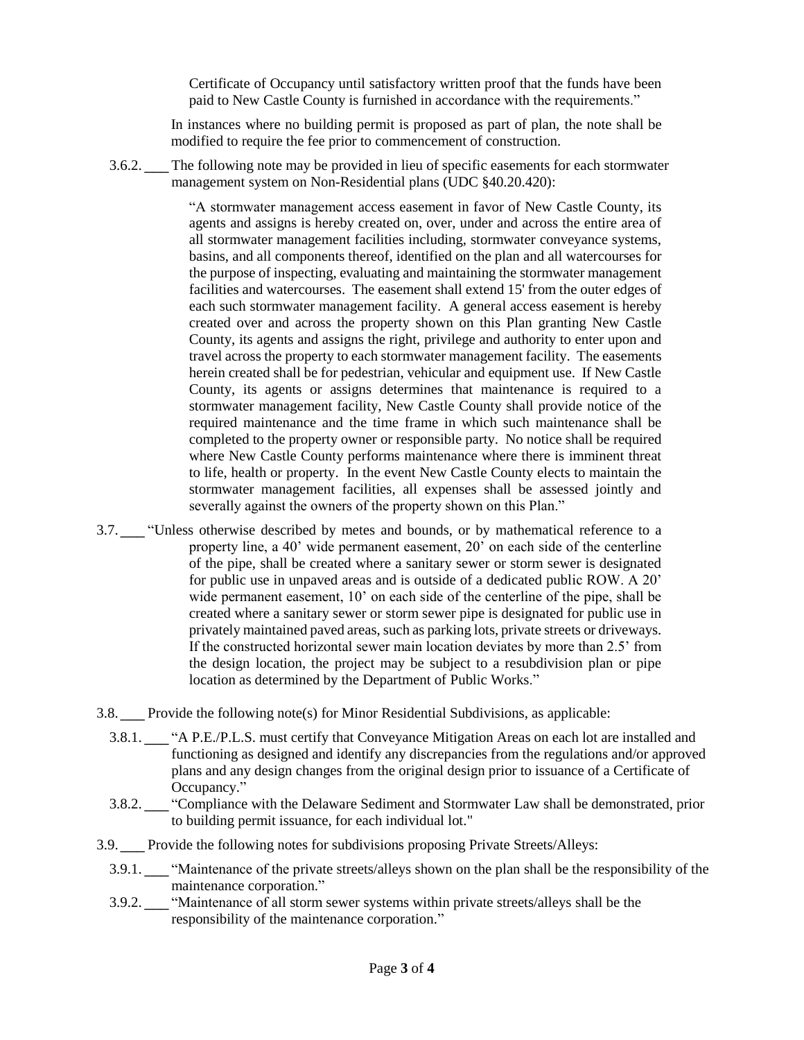Certificate of Occupancy until satisfactory written proof that the funds have been paid to New Castle County is furnished in accordance with the requirements."

In instances where no building permit is proposed as part of plan, the note shall be modified to require the fee prior to commencement of construction.

3.6.2. ___ The following note may be provided in lieu of specific easements for each stormwater management system on Non-Residential plans (UDC §40.20.420):

> "A stormwater management access easement in favor of New Castle County, its agents and assigns is hereby created on, over, under and across the entire area of all stormwater management facilities including, stormwater conveyance systems, basins, and all components thereof, identified on the plan and all watercourses for the purpose of inspecting, evaluating and maintaining the stormwater management facilities and watercourses. The easement shall extend 15' from the outer edges of each such stormwater management facility. A general access easement is hereby created over and across the property shown on this Plan granting New Castle County, its agents and assigns the right, privilege and authority to enter upon and travel across the property to each stormwater management facility. The easements herein created shall be for pedestrian, vehicular and equipment use. If New Castle County, its agents or assigns determines that maintenance is required to a stormwater management facility, New Castle County shall provide notice of the required maintenance and the time frame in which such maintenance shall be completed to the property owner or responsible party. No notice shall be required where New Castle County performs maintenance where there is imminent threat to life, health or property. In the event New Castle County elects to maintain the stormwater management facilities, all expenses shall be assessed jointly and severally against the owners of the property shown on this Plan."

3.7. ___ "Unless otherwise described by metes and bounds, or by mathematical reference to a property line, a 40' wide permanent easement, 20' on each side of the centerline of the pipe, shall be created where a sanitary sewer or storm sewer is designated for public use in unpaved areas and is outside of a dedicated public ROW. A 20' wide permanent easement, 10' on each side of the centerline of the pipe, shall be created where a sanitary sewer or storm sewer pipe is designated for public use in privately maintained paved areas, such as parking lots, private streets or driveways. If the constructed horizontal sewer main location deviates by more than 2.5' from the design location, the project may be subject to a resubdivision plan or pipe location as determined by the Department of Public Works."

3.8. ___ Provide the following note(s) for Minor Residential Subdivisions, as applicable:

3.8.1. ___ "A P.E./P.L.S. must certify that Conveyance Mitigation Areas on each lot are installed and functioning as designed and identify any discrepancies from the regulations and/or approved plans and any design changes from the original design prior to issuance of a Certificate of Occupancy."

3.8.2. ___ "Compliance with the Delaware Sediment and Stormwater Law shall be demonstrated, prior to building permit issuance, for each individual lot."

3.9. ___ Provide the following notes for subdivisions proposing Private Streets/Alleys:

3.9.1. ___ "Maintenance of the private streets/alleys shown on the plan shall be the responsibility of the maintenance corporation."

3.9.2. ___ "Maintenance of all storm sewer systems within private streets/alleys shall be the responsibility of the maintenance corporation."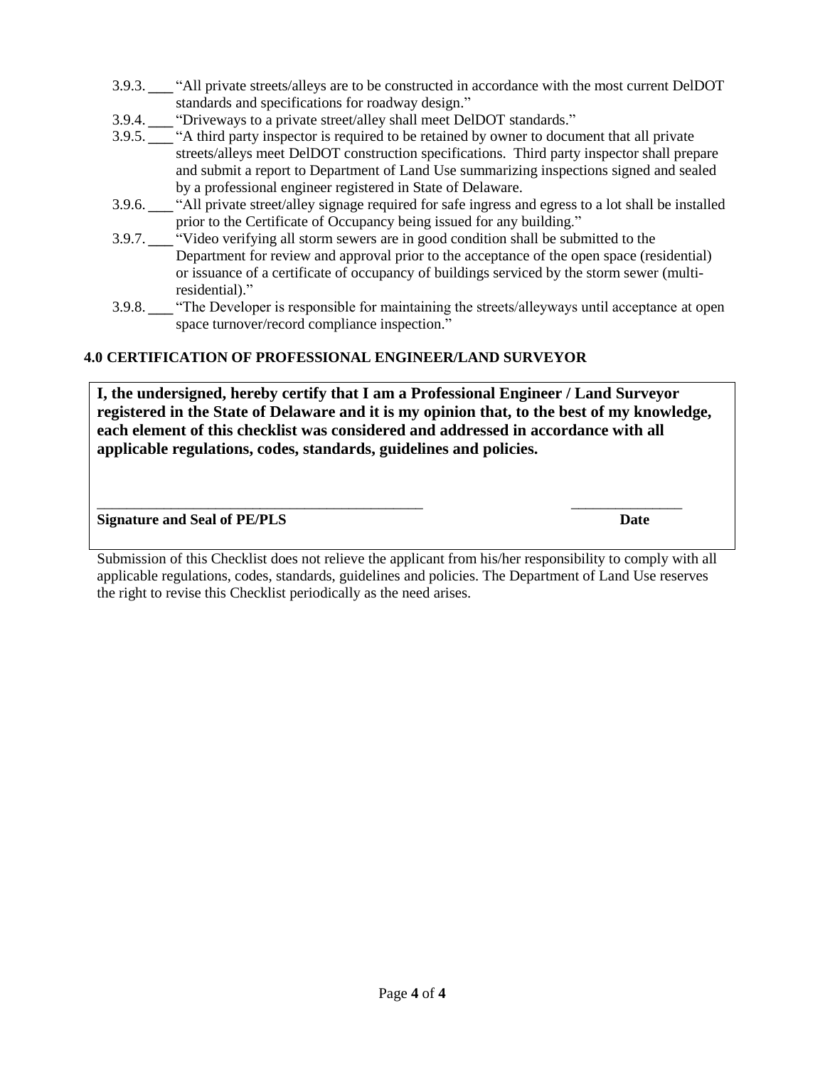3.9.3. ___ "All private streets/alleys are to be constructed in accordance with the most current DelDOT standards and specifications for roadway design."

3.9.4. ___ "Driveways to a private street/alley shall meet DelDOT standards."

3.9.5. ___ "A third party inspector is required to be retained by owner to document that all private streets/alleys meet DelDOT construction specifications. Third party inspector shall prepare and submit a report to Department of Land Use summarizing inspections signed and sealed by a professional engineer registered in State of Delaware.

3.9.6. ___ "All private street/alley signage required for safe ingress and egress to a lot shall be installed prior to the Certificate of Occupancy being issued for any building."

3.9.7. ___ "Video verifying all storm sewers are in good condition shall be submitted to the Department for review and approval prior to the acceptance of the open space (residential) or issuance of a certificate of occupancy of buildings serviced by the storm sewer (multi-residential)."

3.9.8. ___ "The Developer is responsible for maintaining the streets/alleyways until acceptance at open space turnover/record compliance inspection."

## 4.0 CERTIFICATION OF PROFESSIONAL ENGINEER/LAND SURVEYOR

**I, the undersigned, hereby certify that I am a Professional Engineer / Land Surveyor registered in the State of Delaware and it is my opinion that, to the best of my knowledge, each element of this checklist was considered and addressed in accordance with all applicable regulations, codes, standards, guidelines and policies.**

_____________________________________________ _______________

**Signature and Seal of PE/PLS** **Date**

Submission of this Checklist does not relieve the applicant from his/her responsibility to comply with all applicable regulations, codes, standards, guidelines and policies. The Department of Land Use reserves the right to revise this Checklist periodically as the need arises.